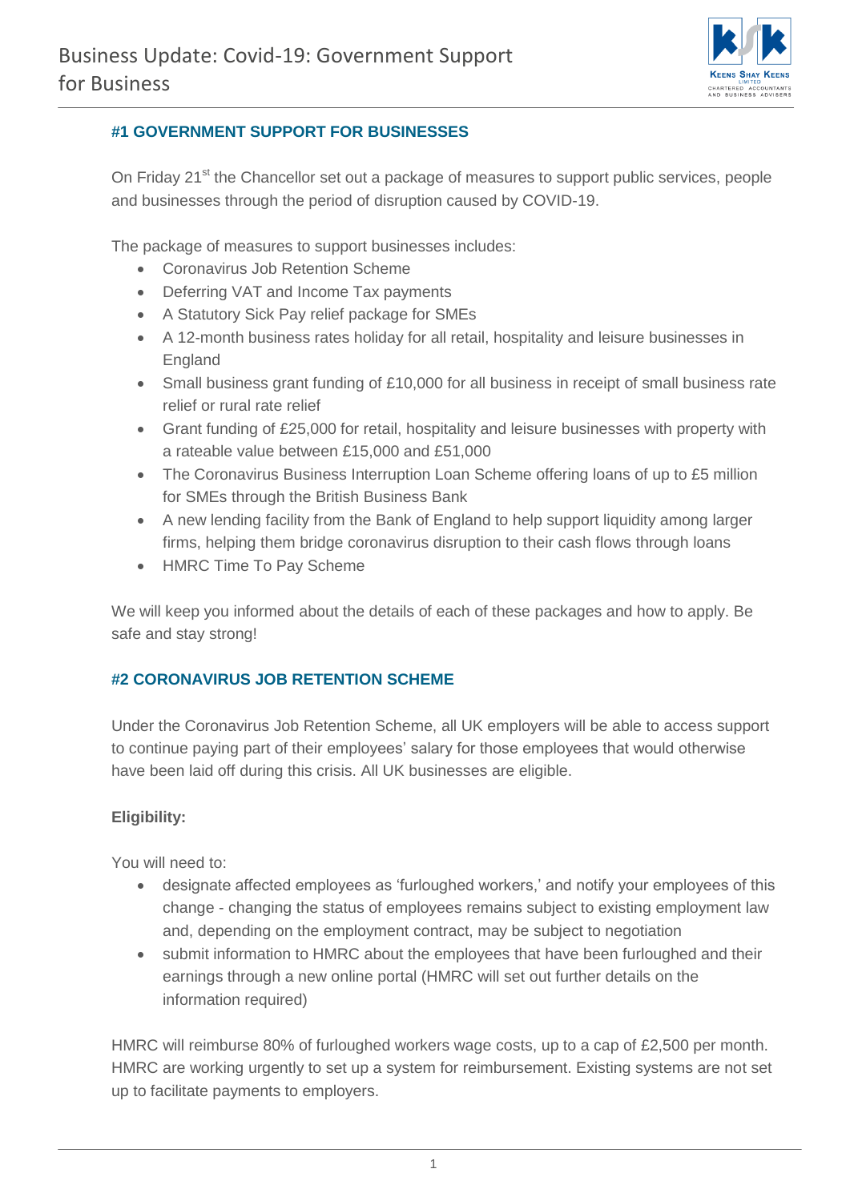# Business Update: Covid-19: Government Support for Business

## #1 GOVERNMENT SUPPORT FOR BUSINESSES

On Friday 21st the Chancellor set out a package of measures to support public services, people and businesses through the period of disruption caused by COVID-19.

The package of measures to support businesses includes:

- Coronavirus Job Retention Scheme
- Deferring VAT and Income Tax payments
- A Statutory Sick Pay relief package for SMEs
- A 12-month business rates holiday for all retail, hospitality and leisure businesses in England
- Small business grant funding of £10,000 for all business in receipt of small business rate relief or rural rate relief
- Grant funding of £25,000 for retail, hospitality and leisure businesses with property with a rateable value between £15,000 and £51,000
- The Coronavirus Business Interruption Loan Scheme offering loans of up to £5 million for SMEs through the British Business Bank
- A new lending facility from the Bank of England to help support liquidity among larger firms, helping them bridge coronavirus disruption to their cash flows through loans
- HMRC Time To Pay Scheme

We will keep you informed about the details of each of these packages and how to apply. Be safe and stay strong!

## #2 CORONAVIRUS JOB RETENTION SCHEME

Under the Coronavirus Job Retention Scheme, all UK employers will be able to access support to continue paying part of their employees' salary for those employees that would otherwise have been laid off during this crisis. All UK businesses are eligible.

**Eligibility:**

You will need to:

- designate affected employees as 'furloughed workers,' and notify your employees of this change - changing the status of employees remains subject to existing employment law and, depending on the employment contract, may be subject to negotiation
- submit information to HMRC about the employees that have been furloughed and their earnings through a new online portal (HMRC will set out further details on the information required)

HMRC will reimburse 80% of furloughed workers wage costs, up to a cap of £2,500 per month. HMRC are working urgently to set up a system for reimbursement. Existing systems are not set up to facilitate payments to employers.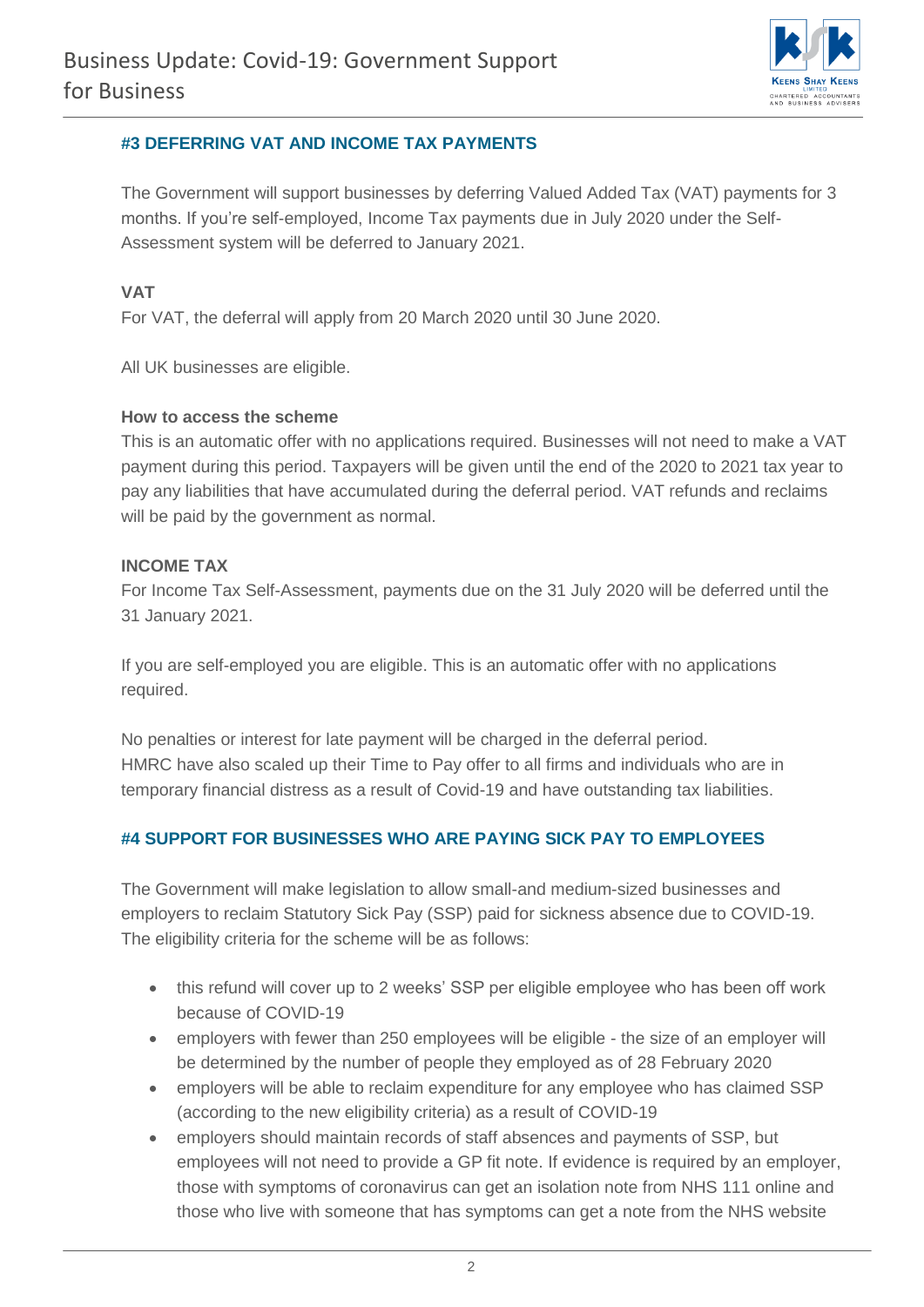## #3 DEFERRING VAT AND INCOME TAX PAYMENTS

The Government will support businesses by deferring Valued Added Tax (VAT) payments for 3 months. If you're self-employed, Income Tax payments due in July 2020 under the Self-Assessment system will be deferred to January 2021.

### VAT

For VAT, the deferral will apply from 20 March 2020 until 30 June 2020.

All UK businesses are eligible.

**How to access the scheme**

This is an automatic offer with no applications required. Businesses will not need to make a VAT payment during this period. Taxpayers will be given until the end of the 2020 to 2021 tax year to pay any liabilities that have accumulated during the deferral period. VAT refunds and reclaims will be paid by the government as normal.

### INCOME TAX

For Income Tax Self-Assessment, payments due on the 31 July 2020 will be deferred until the 31 January 2021.

If you are self-employed you are eligible. This is an automatic offer with no applications required.

No penalties or interest for late payment will be charged in the deferral period.
HMRC have also scaled up their Time to Pay offer to all firms and individuals who are in temporary financial distress as a result of Covid-19 and have outstanding tax liabilities.

## #4 SUPPORT FOR BUSINESSES WHO ARE PAYING SICK PAY TO EMPLOYEES

The Government will make legislation to allow small-and medium-sized businesses and employers to reclaim Statutory Sick Pay (SSP) paid for sickness absence due to COVID-19. The eligibility criteria for the scheme will be as follows:

- this refund will cover up to 2 weeks' SSP per eligible employee who has been off work because of COVID-19
- employers with fewer than 250 employees will be eligible - the size of an employer will be determined by the number of people they employed as of 28 February 2020
- employers will be able to reclaim expenditure for any employee who has claimed SSP (according to the new eligibility criteria) as a result of COVID-19
- employers should maintain records of staff absences and payments of SSP, but employees will not need to provide a GP fit note. If evidence is required by an employer, those with symptoms of coronavirus can get an isolation note from NHS 111 online and those who live with someone that has symptoms can get a note from the NHS website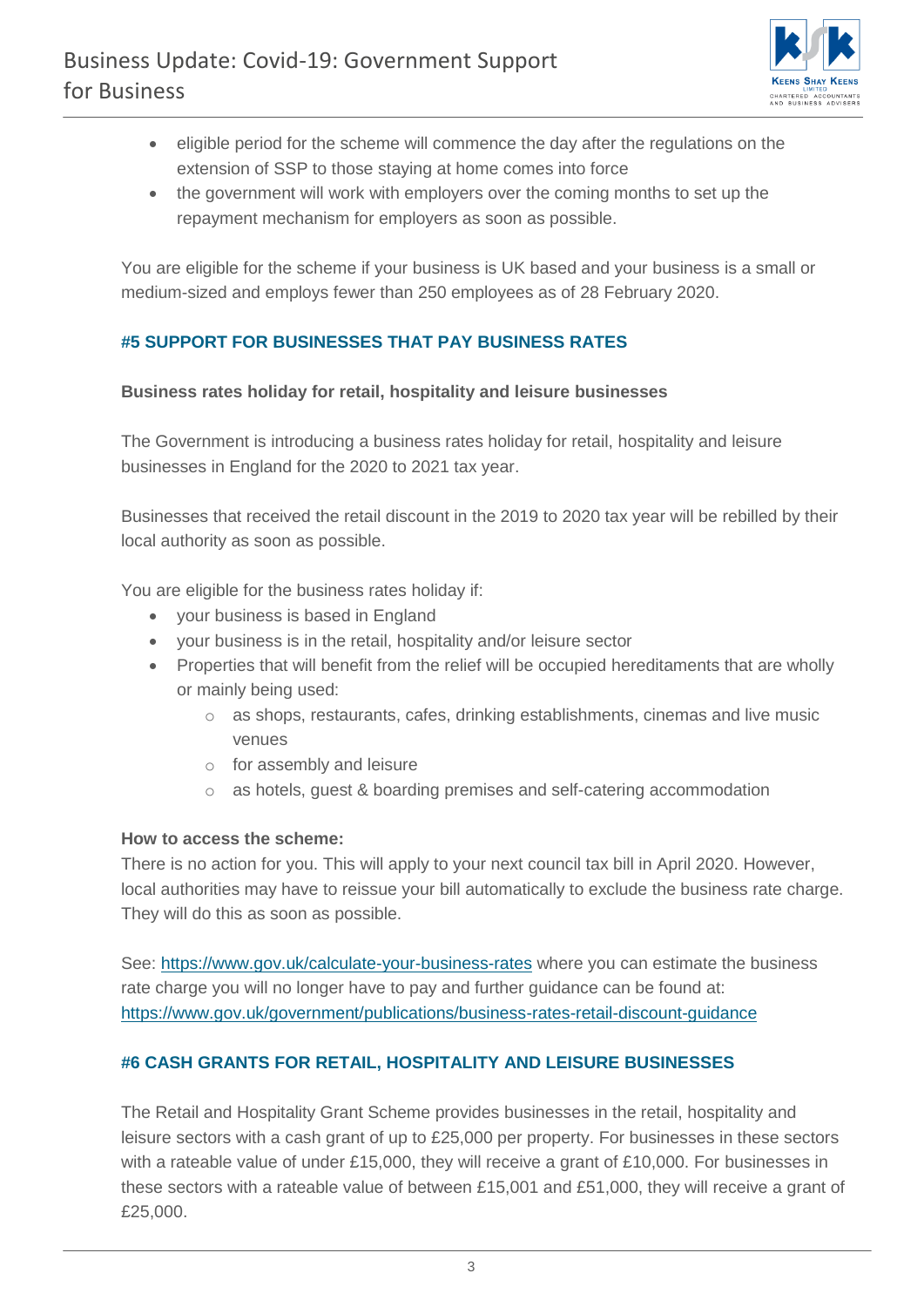- eligible period for the scheme will commence the day after the regulations on the extension of SSP to those staying at home comes into force
- the government will work with employers over the coming months to set up the repayment mechanism for employers as soon as possible.

You are eligible for the scheme if your business is UK based and your business is a small or medium-sized and employs fewer than 250 employees as of 28 February 2020.

## #5 SUPPORT FOR BUSINESSES THAT PAY BUSINESS RATES

**Business rates holiday for retail, hospitality and leisure businesses**

The Government is introducing a business rates holiday for retail, hospitality and leisure businesses in England for the 2020 to 2021 tax year.

Businesses that received the retail discount in the 2019 to 2020 tax year will be rebilled by their local authority as soon as possible.

You are eligible for the business rates holiday if:

- your business is based in England
- your business is in the retail, hospitality and/or leisure sector
- Properties that will benefit from the relief will be occupied hereditaments that are wholly or mainly being used:
    - as shops, restaurants, cafes, drinking establishments, cinemas and live music venues
    - for assembly and leisure
    - as hotels, guest & boarding premises and self-catering accommodation

**How to access the scheme:**
There is no action for you. This will apply to your next council tax bill in April 2020. However, local authorities may have to reissue your bill automatically to exclude the business rate charge. They will do this as soon as possible.

See: https://www.gov.uk/calculate-your-business-rates where you can estimate the business rate charge you will no longer have to pay and further guidance can be found at: https://www.gov.uk/government/publications/business-rates-retail-discount-guidance

## #6 CASH GRANTS FOR RETAIL, HOSPITALITY AND LEISURE BUSINESSES

The Retail and Hospitality Grant Scheme provides businesses in the retail, hospitality and leisure sectors with a cash grant of up to £25,000 per property. For businesses in these sectors with a rateable value of under £15,000, they will receive a grant of £10,000. For businesses in these sectors with a rateable value of between £15,001 and £51,000, they will receive a grant of £25,000.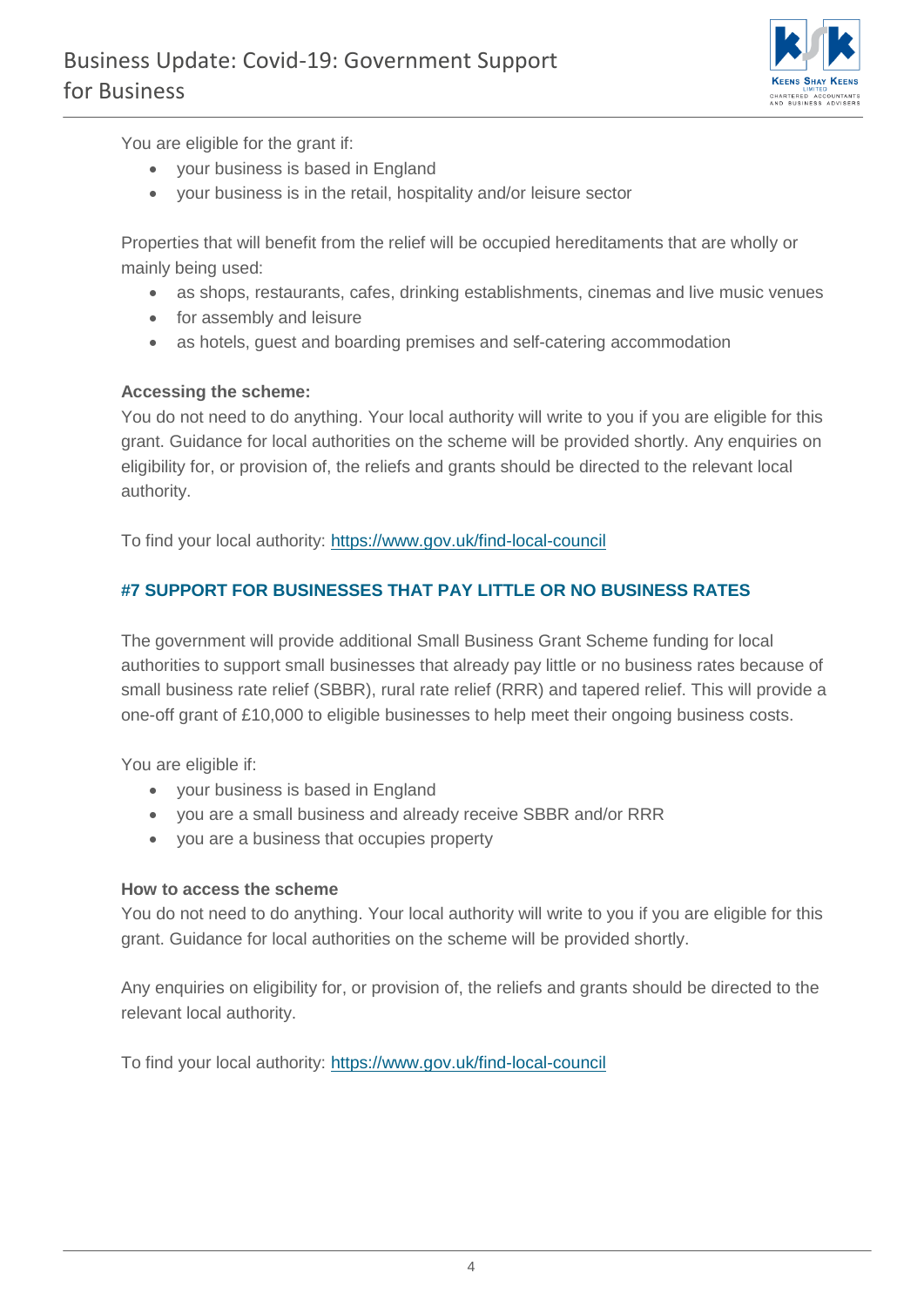You are eligible for the grant if:

- your business is based in England
- your business is in the retail, hospitality and/or leisure sector

Properties that will benefit from the relief will be occupied hereditaments that are wholly or mainly being used:

- as shops, restaurants, cafes, drinking establishments, cinemas and live music venues
- for assembly and leisure
- as hotels, guest and boarding premises and self-catering accommodation

**Accessing the scheme:**
You do not need to do anything. Your local authority will write to you if you are eligible for this grant. Guidance for local authorities on the scheme will be provided shortly. Any enquiries on eligibility for, or provision of, the reliefs and grants should be directed to the relevant local authority.

To find your local authority: https://www.gov.uk/find-local-council

## #7 SUPPORT FOR BUSINESSES THAT PAY LITTLE OR NO BUSINESS RATES

The government will provide additional Small Business Grant Scheme funding for local authorities to support small businesses that already pay little or no business rates because of small business rate relief (SBBR), rural rate relief (RRR) and tapered relief. This will provide a one-off grant of £10,000 to eligible businesses to help meet their ongoing business costs.

You are eligible if:

- your business is based in England
- you are a small business and already receive SBBR and/or RRR
- you are a business that occupies property

**How to access the scheme**
You do not need to do anything. Your local authority will write to you if you are eligible for this grant. Guidance for local authorities on the scheme will be provided shortly.

Any enquiries on eligibility for, or provision of, the reliefs and grants should be directed to the relevant local authority.

To find your local authority: https://www.gov.uk/find-local-council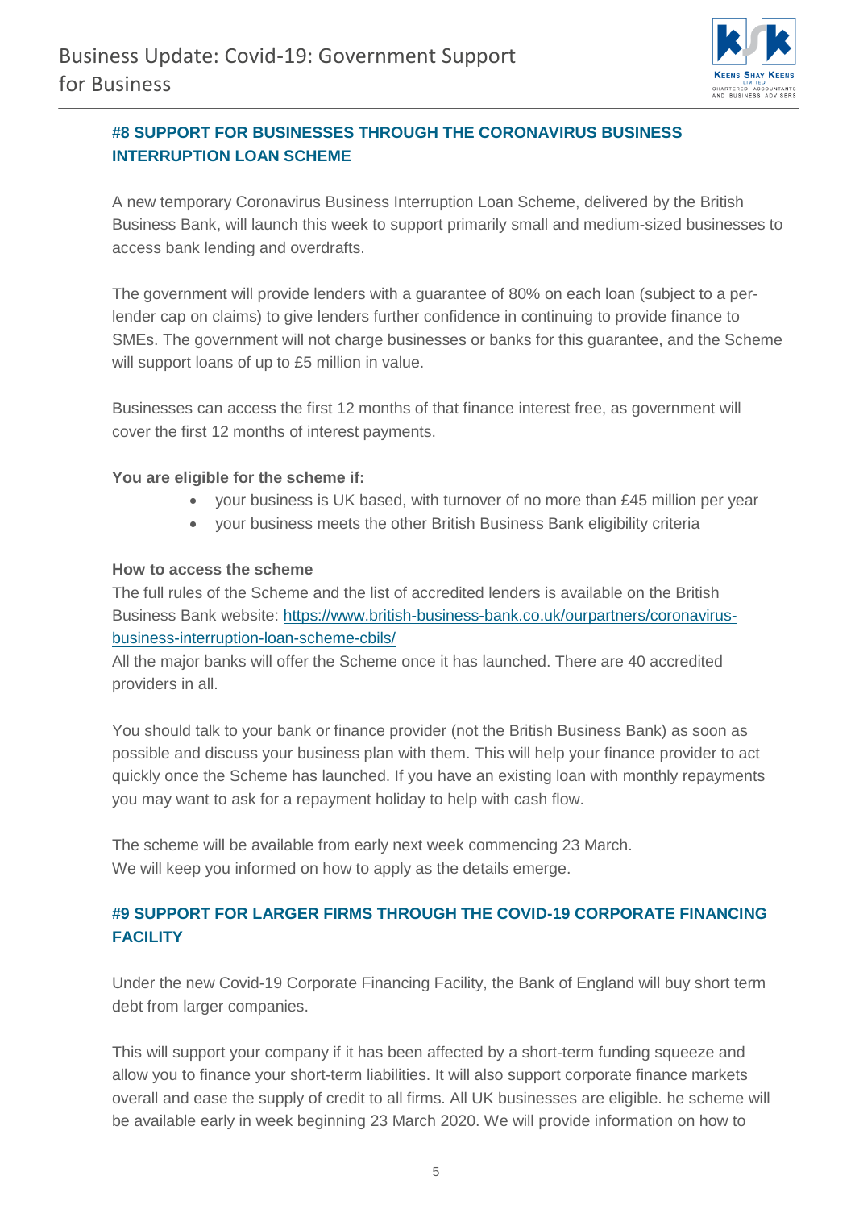## #8 SUPPORT FOR BUSINESSES THROUGH THE CORONAVIRUS BUSINESS INTERRUPTION LOAN SCHEME

A new temporary Coronavirus Business Interruption Loan Scheme, delivered by the British Business Bank, will launch this week to support primarily small and medium-sized businesses to access bank lending and overdrafts.

The government will provide lenders with a guarantee of 80% on each loan (subject to a per-lender cap on claims) to give lenders further confidence in continuing to provide finance to SMEs. The government will not charge businesses or banks for this guarantee, and the Scheme will support loans of up to £5 million in value.

Businesses can access the first 12 months of that finance interest free, as government will cover the first 12 months of interest payments.

**You are eligible for the scheme if:**

- your business is UK based, with turnover of no more than £45 million per year
- your business meets the other British Business Bank eligibility criteria

**How to access the scheme**

The full rules of the Scheme and the list of accredited lenders is available on the British Business Bank website: [https://www.british-business-bank.co.uk/ourpartners/coronavirus-business-interruption-loan-scheme-cbils/](https://www.british-business-bank.co.uk/ourpartners/coronavirus-business-interruption-loan-scheme-cbils/)

All the major banks will offer the Scheme once it has launched. There are 40 accredited providers in all.

You should talk to your bank or finance provider (not the British Business Bank) as soon as possible and discuss your business plan with them. This will help your finance provider to act quickly once the Scheme has launched. If you have an existing loan with monthly repayments you may want to ask for a repayment holiday to help with cash flow.

The scheme will be available from early next week commencing 23 March.
We will keep you informed on how to apply as the details emerge.

## #9 SUPPORT FOR LARGER FIRMS THROUGH THE COVID-19 CORPORATE FINANCING FACILITY

Under the new Covid-19 Corporate Financing Facility, the Bank of England will buy short term debt from larger companies.

This will support your company if it has been affected by a short-term funding squeeze and allow you to finance your short-term liabilities. It will also support corporate finance markets overall and ease the supply of credit to all firms. All UK businesses are eligible. he scheme will be available early in week beginning 23 March 2020. We will provide information on how to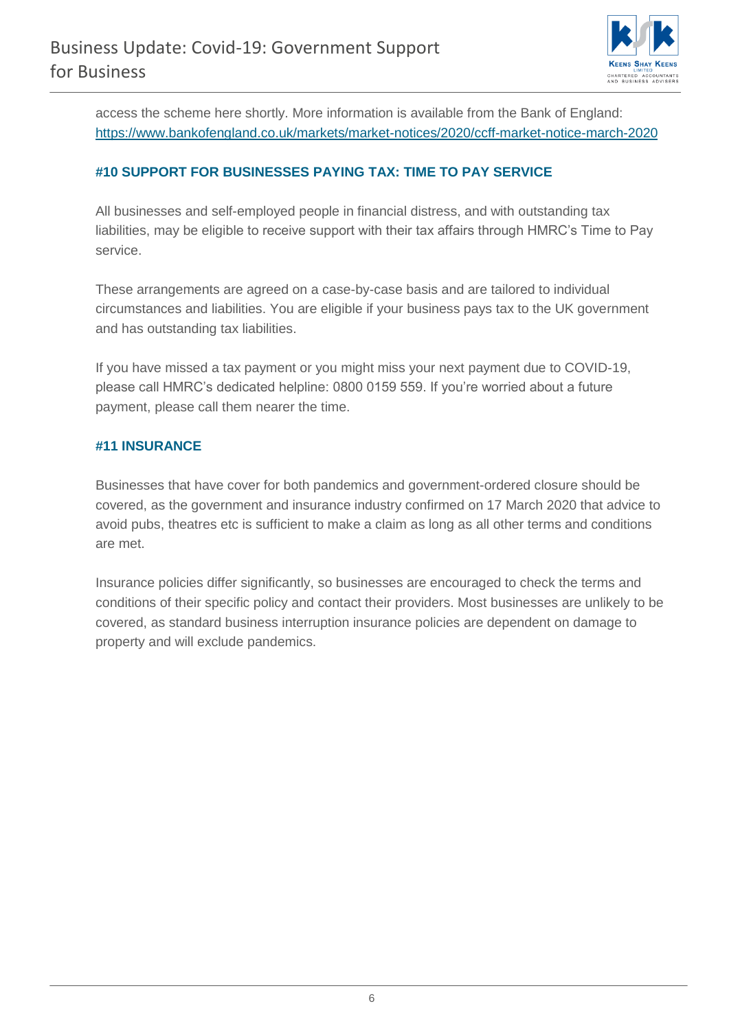access the scheme here shortly. More information is available from the Bank of England: https://www.bankofengland.co.uk/markets/market-notices/2020/ccff-market-notice-march-2020

### #10 SUPPORT FOR BUSINESSES PAYING TAX: TIME TO PAY SERVICE

All businesses and self-employed people in financial distress, and with outstanding tax liabilities, may be eligible to receive support with their tax affairs through HMRC's Time to Pay service.

These arrangements are agreed on a case-by-case basis and are tailored to individual circumstances and liabilities. You are eligible if your business pays tax to the UK government and has outstanding tax liabilities.

If you have missed a tax payment or you might miss your next payment due to COVID-19, please call HMRC's dedicated helpline: 0800 0159 559. If you're worried about a future payment, please call them nearer the time.

### #11 INSURANCE

Businesses that have cover for both pandemics and government-ordered closure should be covered, as the government and insurance industry confirmed on 17 March 2020 that advice to avoid pubs, theatres etc is sufficient to make a claim as long as all other terms and conditions are met.

Insurance policies differ significantly, so businesses are encouraged to check the terms and conditions of their specific policy and contact their providers. Most businesses are unlikely to be covered, as standard business interruption insurance policies are dependent on damage to property and will exclude pandemics.